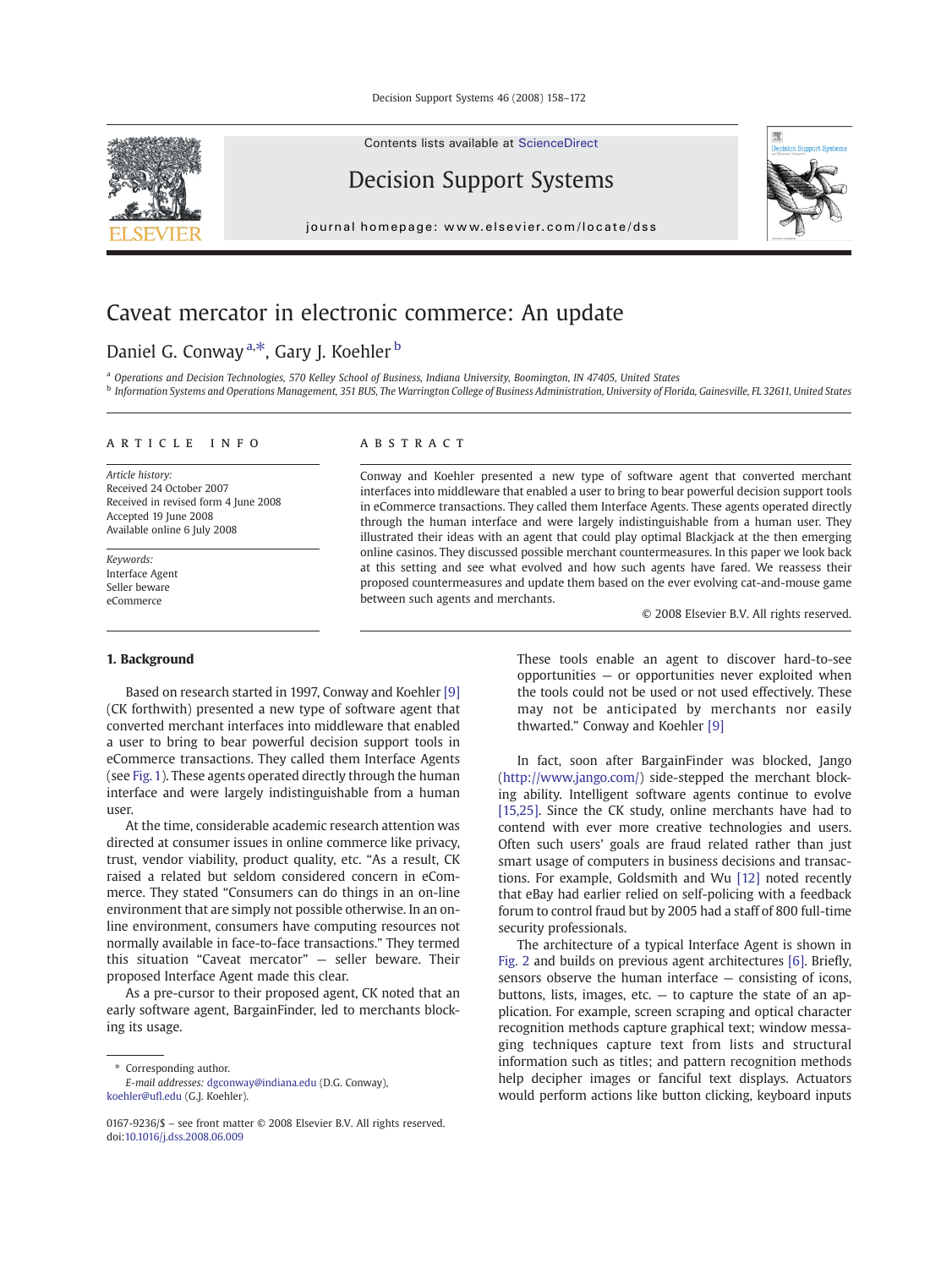# Caveat mercator in electronic commerce: An update

Daniel G. Conway [a,*], Gary J. Koehler [b]

[a] Operations and Decision Technologies, 570 Kelley School of Business, Indiana University, Boomington, IN 47405, United States
[b] Information Systems and Operations Management, 351 BUS, The Warrington College of Business Administration, University of Florida, Gainesville, FL 32611, United States

**ARTICLE INFO**

*Article history:*
Received 24 October 2007
Received in revised form 4 June 2008
Accepted 19 June 2008
Available online 6 July 2008

*Keywords:*
Interface Agent
Seller beware
eCommerce

**ABSTRACT**

Conway and Koehler presented a new type of software agent that converted merchant interfaces into middleware that enabled a user to bring to bear powerful decision support tools in eCommerce transactions. They called them Interface Agents. These agents operated directly through the human interface and were largely indistinguishable from a human user. They illustrated their ideas with an agent that could play optimal Blackjack at the then emerging online casinos. They discussed possible merchant countermeasures. In this paper we look back at this setting and see what evolved and how such agents have fared. We reassess their proposed countermeasures and update them based on the ever evolving cat-and-mouse game between such agents and merchants.

© 2008 Elsevier B.V. All rights reserved.

## 1. Background

Based on research started in 1997, Conway and Koehler [9] (CK forthwith) presented a new type of software agent that converted merchant interfaces into middleware that enabled a user to bring to bear powerful decision support tools in eCommerce transactions. They called them Interface Agents (see Fig. 1). These agents operated directly through the human interface and were largely indistinguishable from a human user.

At the time, considerable academic research attention was directed at consumer issues in online commerce like privacy, trust, vendor viability, product quality, etc. "As a result, CK raised a related but seldom considered concern in eCommerce. They stated "Consumers can do things in an on-line environment that are simply not possible otherwise. In an on-line environment, consumers have computing resources not normally available in face-to-face transactions." They termed this situation "Caveat mercator" — seller beware. Their proposed Interface Agent made this clear.

As a pre-cursor to their proposed agent, CK noted that an early software agent, BargainFinder, led to merchants blocking its usage.

> These tools enable an agent to discover hard-to-see opportunities — or opportunities never exploited when the tools could not be used or not used effectively. These may not be anticipated by merchants nor easily thwarted." Conway and Koehler [9]

In fact, soon after BargainFinder was blocked, Jango (http://www.jango.com/) side-stepped the merchant blocking ability. Intelligent software agents continue to evolve [15,25]. Since the CK study, online merchants have had to contend with ever more creative technologies and users. Often such users' goals are fraud related rather than just smart usage of computers in business decisions and transactions. For example, Goldsmith and Wu [12] noted recently that eBay had earlier relied on self-policing with a feedback forum to control fraud but by 2005 had a staff of 800 full-time security professionals.

The architecture of a typical Interface Agent is shown in Fig. 2 and builds on previous agent architectures [6]. Briefly, sensors observe the human interface — consisting of icons, buttons, lists, images, etc. — to capture the state of an application. For example, screen scraping and optical character recognition methods capture graphical text; window messaging techniques capture text from lists and structural information such as titles; and pattern recognition methods help decipher images or fanciful text displays. Actuators would perform actions like button clicking, keyboard inputs

* Corresponding author.
*E-mail addresses:* dgconway@indiana.edu (D.G. Conway), koehler@ufl.edu (G.J. Koehler).

0167-9236/$ – see front matter © 2008 Elsevier B.V. All rights reserved.
doi:10.1016/j.dss.2008.06.009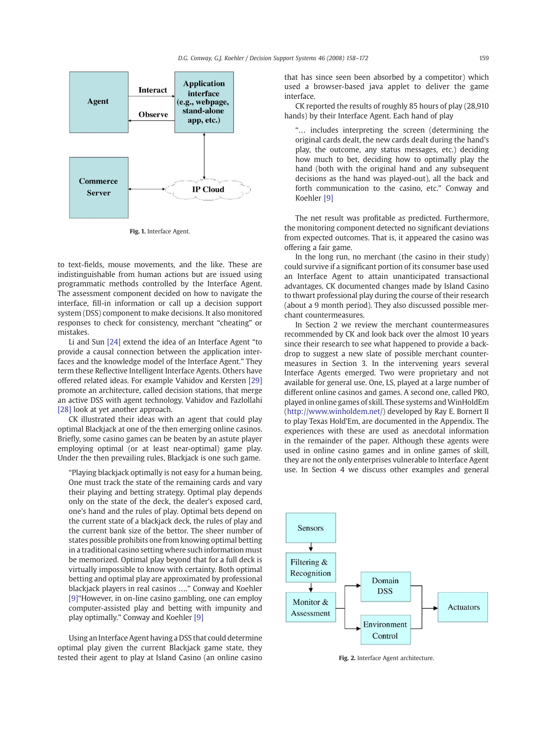Agent

Interact

Observe

Application interface (e.g., webpage, stand-alone app, etc.)

Commerce Server

IP Cloud

**Fig. 1.** Interface Agent.

to text-fields, mouse movements, and the like. These are indistinguishable from human actions but are issued using programmatic methods controlled by the Interface Agent. The assessment component decided on how to navigate the interface, fill-in information or call up a decision support system (DSS) component to make decisions. It also monitored responses to check for consistency, merchant "cheating" or mistakes.

Li and Sun [24] extend the idea of an Interface Agent "to provide a causal connection between the application interfaces and the knowledge model of the Interface Agent." They term these Reflective Intelligent Interface Agents. Others have offered related ideas. For example Vahidov and Kersten [29] promote an architecture, called decision stations, that merge an active DSS with agent technology. Vahidov and Fazlollahi [28] look at yet another approach.

CK illustrated their ideas with an agent that could play optimal Blackjack at one of the then emerging online casinos. Briefly, some casino games can be beaten by an astute player employing optimal (or at least near-optimal) game play. Under the then prevailing rules, Blackjack is one such game.

> "Playing blackjack optimally is not easy for a human being. One must track the state of the remaining cards and vary their playing and betting strategy. Optimal play depends only on the state of the deck, the dealer's exposed card, one's hand and the rules of play. Optimal bets depend on the current state of a blackjack deck, the rules of play and the current bank size of the bettor. The sheer number of states possible prohibits one from knowing optimal betting in a traditional casino setting where such information must be memorized. Optimal play beyond that for a full deck is virtually impossible to know with certainty. Both optimal betting and optimal play are approximated by professional blackjack players in real casinos ...." Conway and Koehler [9]"However, in on-line casino gambling, one can employ computer-assisted play and betting with impunity and play optimally." Conway and Koehler [9]

Using an Interface Agent having a DSS that could determine optimal play given the current Blackjack game state, they tested their agent to play at Island Casino (an online casino that has since seen been absorbed by a competitor) which used a browser-based java applet to deliver the game interface.

CK reported the results of roughly 85 hours of play (28,910 hands) by their Interface Agent. Each hand of play

> "... includes interpreting the screen (determining the original cards dealt, the new cards dealt during the hand's play, the outcome, any status messages, etc.) deciding how much to bet, deciding how to optimally play the hand (both with the original hand and any subsequent decisions as the hand was played-out), all the back and forth communication to the casino, etc." Conway and Koehler [9]

The net result was profitable as predicted. Furthermore, the monitoring component detected no significant deviations from expected outcomes. That is, it appeared the casino was offering a fair game.

In the long run, no merchant (the casino in their study) could survive if a significant portion of its consumer base used an Interface Agent to attain unanticipated transactional advantages. CK documented changes made by Island Casino to thwart professional play during the course of their research (about a 9 month period). They also discussed possible merchant countermeasures.

In Section 2 we review the merchant countermeasures recommended by CK and look back over the almost 10 years since their research to see what happened to provide a backdrop to suggest a new slate of possible merchant countermeasures in Section 3. In the intervening years several Interface Agents emerged. Two were proprietary and not available for general use. One, LS, played at a large number of different online casinos and games. A second one, called PRO, played in online games of skill. These systems and WinHoldEm (http://www.winholdem.net/) developed by Ray E. Bornert II to play Texas Hold'Em, are documented in the Appendix. The experiences with these are used as anecdotal information in the remainder of the paper. Although these agents were used in online casino games and in online games of skill, they are not the only enterprises vulnerable to Interface Agent use. In Section 4 we discuss other examples and general

Sensors

Filtering & Recognition

Monitor & Assessment

Domain DSS

Environment Control

Actuators

**Fig. 2.** Interface Agent architecture.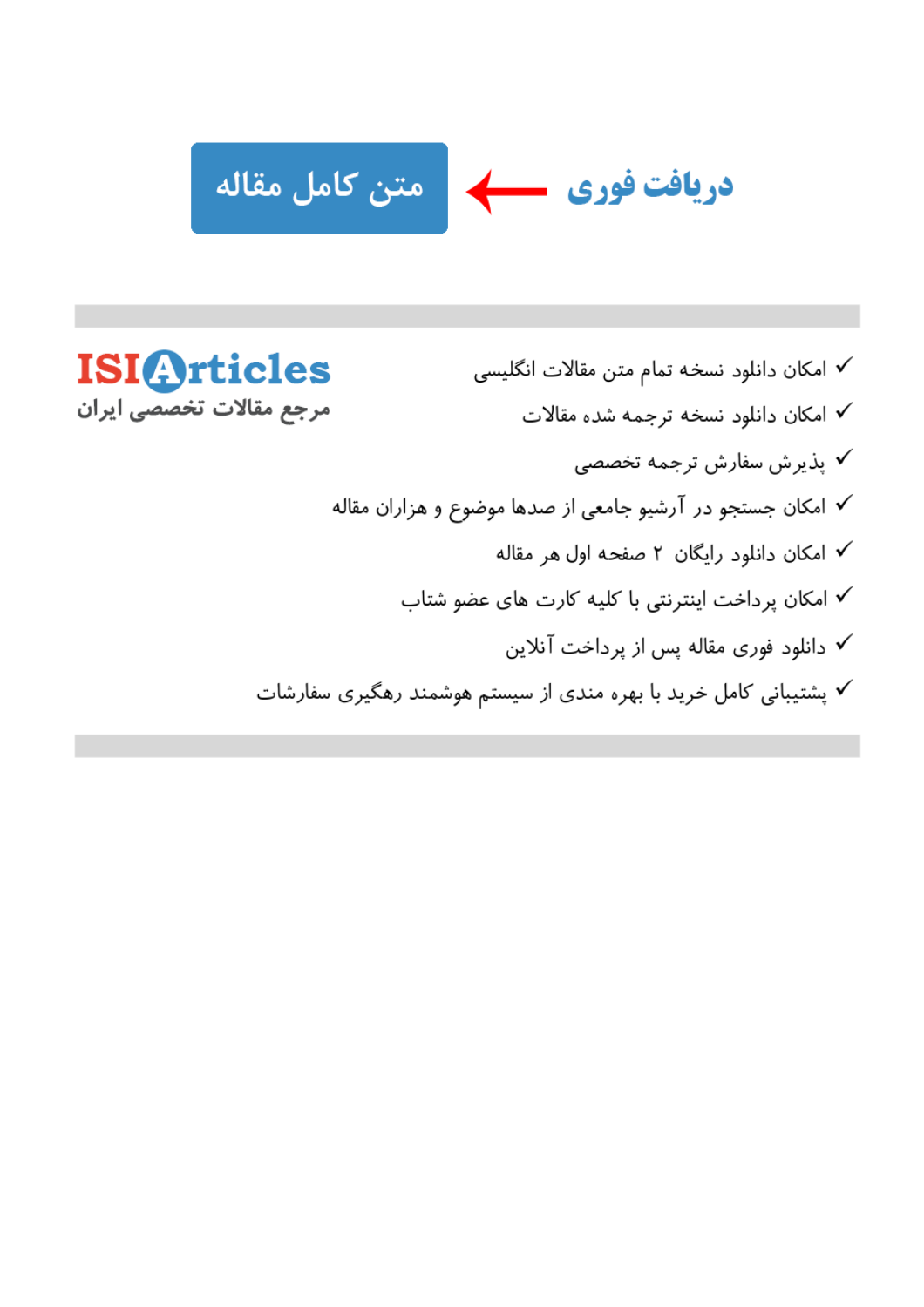دریافت فوری ← **متن کامل مقاله**

**ISIArticles**
مرجع مقالات تخصصی ایران

- ✓ امکان دانلود نسخه تمام متن مقالات انگلیسی
- ✓ امکان دانلود نسخه ترجمه شده مقالات
- ✓ پذیرش سفارش ترجمه تخصصی
- ✓ امکان جستجو در آرشیو جامعی از صدها موضوع و هزاران مقاله
- ✓ امکان دانلود رایگان ۲ صفحه اول هر مقاله
- ✓ امکان پرداخت اینترنتی با کلیه کارت های عضو شتاب
- ✓ دانلود فوری مقاله پس از پرداخت آنلاین
- ✓ پشتیبانی کامل خرید با بهره مندی از سیستم هوشمند رهگیری سفارشات